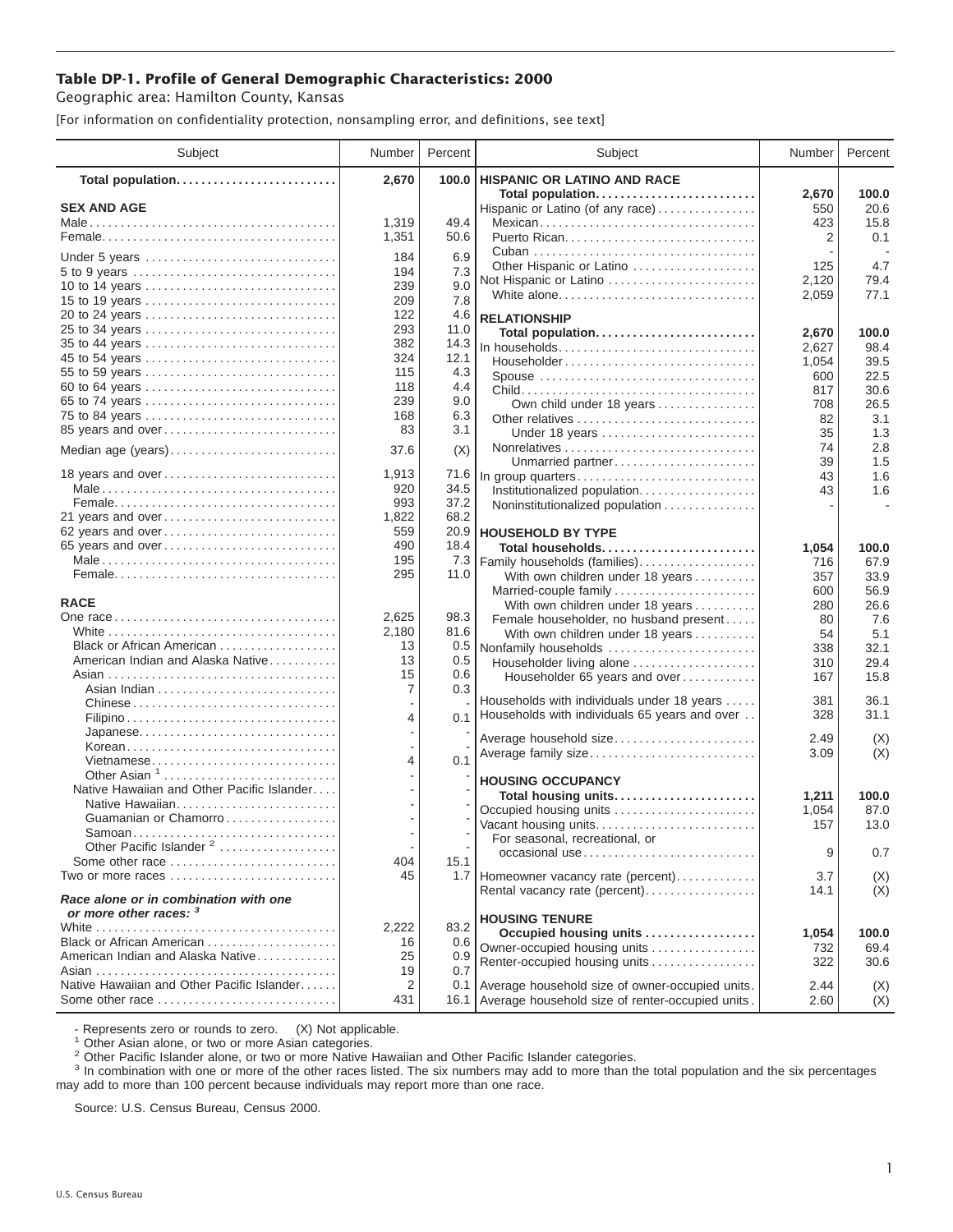## Table DP-1. Profile of General Demographic Characteristics: 2000

Geographic area: Hamilton County, Kansas

[For information on confidentiality protection, nonsampling error, and definitions, see text]

| Subject | Number | Percent |
|---|---|---|
| **Total population** | **2,670** | **100.0** |
| **SEX AND AGE** | | |
| Male | 1,319 | 49.4 |
| Female | 1,351 | 50.6 |
| Under 5 years | 184 | 6.9 |
| 5 to 9 years | 194 | 7.3 |
| 10 to 14 years | 239 | 9.0 |
| 15 to 19 years | 209 | 7.8 |
| 20 to 24 years | 122 | 4.6 |
| 25 to 34 years | 293 | 11.0 |
| 35 to 44 years | 382 | 14.3 |
| 45 to 54 years | 324 | 12.1 |
| 55 to 59 years | 115 | 4.3 |
| 60 to 64 years | 118 | 4.4 |
| 65 to 74 years | 239 | 9.0 |
| 75 to 84 years | 168 | 6.3 |
| 85 years and over | 83 | 3.1 |
| Median age (years) | 37.6 | (X) |
| 18 years and over | 1,913 | 71.6 |
| Male | 920 | 34.5 |
| Female | 993 | 37.2 |
| 21 years and over | 1,822 | 68.2 |
| 62 years and over | 559 | 20.9 |
| 65 years and over | 490 | 18.4 |
| Male | 195 | 7.3 |
| Female | 295 | 11.0 |
| **RACE** | | |
| One race | 2,625 | 98.3 |
| White | 2,180 | 81.6 |
| Black or African American | 13 | 0.5 |
| American Indian and Alaska Native | 13 | 0.5 |
| Asian | 15 | 0.6 |
| Asian Indian | 7 | 0.3 |
| Chinese | - | - |
| Filipino | 4 | 0.1 |
| Japanese | - | - |
| Korean | - | - |
| Vietnamese | 4 | 0.1 |
| Other Asian [1] | - | - |
| Native Hawaiian and Other Pacific Islander | - | - |
| Native Hawaiian | - | - |
| Guamanian or Chamorro | - | - |
| Samoan | - | - |
| Other Pacific Islander [2] | - | - |
| Some other race | 404 | 15.1 |
| Two or more races | 45 | 1.7 |
| ***Race alone or in combination with one or more other races:*** [3] | | |
| White | 2,222 | 83.2 |
| Black or African American | 16 | 0.6 |
| American Indian and Alaska Native | 25 | 0.9 |
| Asian | 19 | 0.7 |
| Native Hawaiian and Other Pacific Islander | 2 | 0.1 |
| Some other race | 431 | 16.1 |
| **HISPANIC OR LATINO AND RACE** | | |
| **Total population** | **2,670** | **100.0** |
| Hispanic or Latino (of any race) | 550 | 20.6 |
| Mexican | 423 | 15.8 |
| Puerto Rican | 2 | 0.1 |
| Cuban | - | - |
| Other Hispanic or Latino | 125 | 4.7 |
| Not Hispanic or Latino | 2,120 | 79.4 |
| White alone | 2,059 | 77.1 |
| **RELATIONSHIP** | | |
| **Total population** | **2,670** | **100.0** |
| In households | 2,627 | 98.4 |
| Householder | 1,054 | 39.5 |
| Spouse | 600 | 22.5 |
| Child | 817 | 30.6 |
| Own child under 18 years | 708 | 26.5 |
| Other relatives | 82 | 3.1 |
| Under 18 years | 35 | 1.3 |
| Nonrelatives | 74 | 2.8 |
| Unmarried partner | 39 | 1.5 |
| In group quarters | 43 | 1.6 |
| Institutionalized population | 43 | 1.6 |
| Noninstitutionalized population | - | - |
| **HOUSEHOLD BY TYPE** | | |
| **Total households** | **1,054** | **100.0** |
| Family households (families) | 716 | 67.9 |
| With own children under 18 years | 357 | 33.9 |
| Married-couple family | 600 | 56.9 |
| With own children under 18 years | 280 | 26.6 |
| Female householder, no husband present | 80 | 7.6 |
| With own children under 18 years | 54 | 5.1 |
| Nonfamily households | 338 | 32.1 |
| Householder living alone | 310 | 29.4 |
| Householder 65 years and over | 167 | 15.8 |
| Households with individuals under 18 years | 381 | 36.1 |
| Households with individuals 65 years and over | 328 | 31.1 |
| Average household size | 2.49 | (X) |
| Average family size | 3.09 | (X) |
| **HOUSING OCCUPANCY** | | |
| **Total housing units** | **1,211** | **100.0** |
| Occupied housing units | 1,054 | 87.0 |
| Vacant housing units | 157 | 13.0 |
| For seasonal, recreational, or occasional use | 9 | 0.7 |
| Homeowner vacancy rate (percent) | 3.7 | (X) |
| Rental vacancy rate (percent) | 14.1 | (X) |
| **HOUSING TENURE** | | |
| **Occupied housing units** | **1,054** | **100.0** |
| Owner-occupied housing units | 732 | 69.4 |
| Renter-occupied housing units | 322 | 30.6 |
| Average household size of owner-occupied units | 2.44 | (X) |
| Average household size of renter-occupied units | 2.60 | (X) |

- Represents zero or rounds to zero. (X) Not applicable.

[1] Other Asian alone, or two or more Asian categories.

[2] Other Pacific Islander alone, or two or more Native Hawaiian and Other Pacific Islander categories.

[3] In combination with one or more of the other races listed. The six numbers may add to more than the total population and the six percentages may add to more than 100 percent because individuals may report more than one race.

Source: U.S. Census Bureau, Census 2000.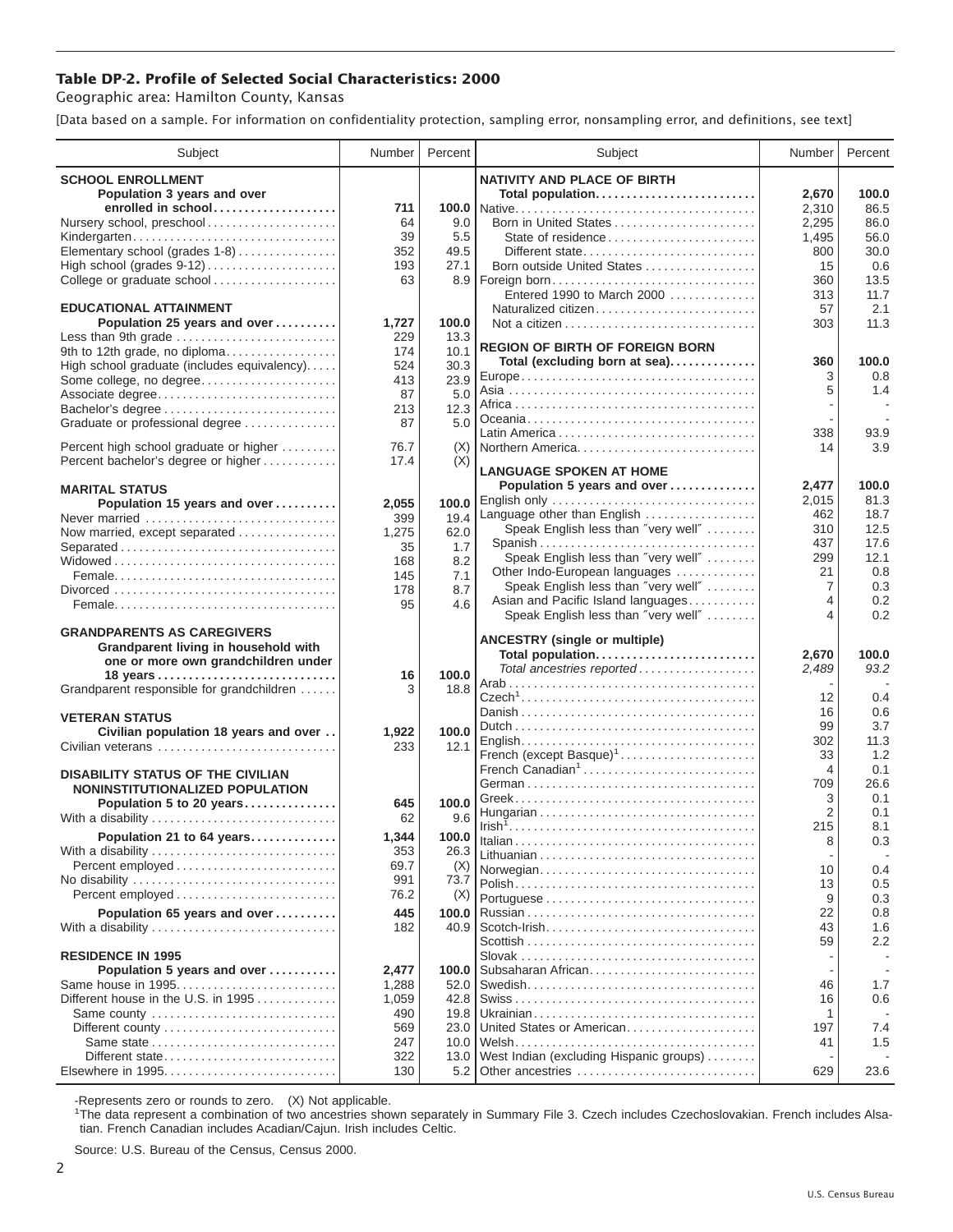# Table DP-2. Profile of Selected Social Characteristics: 2000

Geographic area: Hamilton County, Kansas

[Data based on a sample. For information on confidentiality protection, sampling error, nonsampling error, and definitions, see text]

| Subject | Number | Percent |
|---|---|---|
| **SCHOOL ENROLLMENT** | | |
| **Population 3 years and over enrolled in school** | **711** | **100.0** |
| Nursery school, preschool | 64 | 9.0 |
| Kindergarten | 39 | 5.5 |
| Elementary school (grades 1-8) | 352 | 49.5 |
| High school (grades 9-12) | 193 | 27.1 |
| College or graduate school | 63 | 8.9 |
| **EDUCATIONAL ATTAINMENT** | | |
| **Population 25 years and over** | **1,727** | **100.0** |
| Less than 9th grade | 229 | 13.3 |
| 9th to 12th grade, no diploma | 174 | 10.1 |
| High school graduate (includes equivalency) | 524 | 30.3 |
| Some college, no degree | 413 | 23.9 |
| Associate degree | 87 | 5.0 |
| Bachelor's degree | 213 | 12.3 |
| Graduate or professional degree | 87 | 5.0 |
| Percent high school graduate or higher | 76.7 | (X) |
| Percent bachelor's degree or higher | 17.4 | (X) |
| **MARITAL STATUS** | | |
| **Population 15 years and over** | **2,055** | **100.0** |
| Never married | 399 | 19.4 |
| Now married, except separated | 1,275 | 62.0 |
| Separated | 35 | 1.7 |
| Widowed | 168 | 8.2 |
| Female | 145 | 7.1 |
| Divorced | 178 | 8.7 |
| Female | 95 | 4.6 |
| **GRANDPARENTS AS CAREGIVERS** | | |
| **Grandparent living in household with one or more own grandchildren under 18 years** | **16** | **100.0** |
| Grandparent responsible for grandchildren | 3 | 18.8 |
| **VETERAN STATUS** | | |
| **Civilian population 18 years and over** | **1,922** | **100.0** |
| Civilian veterans | 233 | 12.1 |
| **DISABILITY STATUS OF THE CIVILIAN NONINSTITUTIONALIZED POPULATION** | | |
| **Population 5 to 20 years** | **645** | **100.0** |
| With a disability | 62 | 9.6 |
| **Population 21 to 64 years** | **1,344** | **100.0** |
| With a disability | 353 | 26.3 |
| Percent employed | 69.7 | (X) |
| No disability | 991 | 73.7 |
| Percent employed | 76.2 | (X) |
| **Population 65 years and over** | **445** | **100.0** |
| With a disability | 182 | 40.9 |
| **RESIDENCE IN 1995** | | |
| **Population 5 years and over** | **2,477** | **100.0** |
| Same house in 1995 | 1,288 | 52.0 |
| Different house in the U.S. in 1995 | 1,059 | 42.8 |
| Same county | 490 | 19.8 |
| Different county | 569 | 23.0 |
| Same state | 247 | 10.0 |
| Different state | 322 | 13.0 |
| Elsewhere in 1995 | 130 | 5.2 |

| Subject | Number | Percent |
|---|---|---|
| **NATIVITY AND PLACE OF BIRTH** | | |
| **Total population** | **2,670** | **100.0** |
| Native | 2,310 | 86.5 |
| Born in United States | 2,295 | 86.0 |
| State of residence | 1,495 | 56.0 |
| Different state | 800 | 30.0 |
| Born outside United States | 15 | 0.6 |
| Foreign born | 360 | 13.5 |
| Entered 1990 to March 2000 | 313 | 11.7 |
| Naturalized citizen | 57 | 2.1 |
| Not a citizen | 303 | 11.3 |
| **REGION OF BIRTH OF FOREIGN BORN** | | |
| **Total (excluding born at sea)** | **360** | **100.0** |
| Europe | 3 | 0.8 |
| Asia | 5 | 1.4 |
| Africa | - | - |
| Oceania | - | - |
| Latin America | 338 | 93.9 |
| Northern America | 14 | 3.9 |
| **LANGUAGE SPOKEN AT HOME** | | |
| **Population 5 years and over** | **2,477** | **100.0** |
| English only | 2,015 | 81.3 |
| Language other than English | 462 | 18.7 |
| Speak English less than "very well" | 310 | 12.5 |
| Spanish | 437 | 17.6 |
| Speak English less than "very well" | 299 | 12.1 |
| Other Indo-European languages | 21 | 0.8 |
| Speak English less than "very well" | 7 | 0.3 |
| Asian and Pacific Island languages | 4 | 0.2 |
| Speak English less than "very well" | 4 | 0.2 |
| **ANCESTRY (single or multiple)** | | |
| **Total population** | **2,670** | **100.0** |
| *Total ancestries reported* | *2,489* | *93.2* |
| Arab | - | - |
| Czech[1] | 12 | 0.4 |
| Danish | 16 | 0.6 |
| Dutch | 99 | 3.7 |
| English | 302 | 11.3 |
| French (except Basque)[1] | 33 | 1.2 |
| French Canadian[1] | 4 | 0.1 |
| German | 709 | 26.6 |
| Greek | 3 | 0.1 |
| Hungarian | 2 | 0.1 |
| Irish[1] | 215 | 8.1 |
| Italian | 8 | 0.3 |
| Lithuanian | - | - |
| Norwegian | 10 | 0.4 |
| Polish | 13 | 0.5 |
| Portuguese | 9 | 0.3 |
| Russian | 22 | 0.8 |
| Scotch-Irish | 43 | 1.6 |
| Scottish | 59 | 2.2 |
| Slovak | - | - |
| Subsaharan African | - | - |
| Swedish | 46 | 1.7 |
| Swiss | 16 | 0.6 |
| Ukrainian | 1 | - |
| United States or American | 197 | 7.4 |
| Welsh | 41 | 1.5 |
| West Indian (excluding Hispanic groups) | - | - |
| Other ancestries | 629 | 23.6 |

-Represents zero or rounds to zero. (X) Not applicable.

[1]The data represent a combination of two ancestries shown separately in Summary File 3. Czech includes Czechoslovakian. French includes Alsatian. French Canadian includes Acadian/Cajun. Irish includes Celtic.

Source: U.S. Bureau of the Census, Census 2000.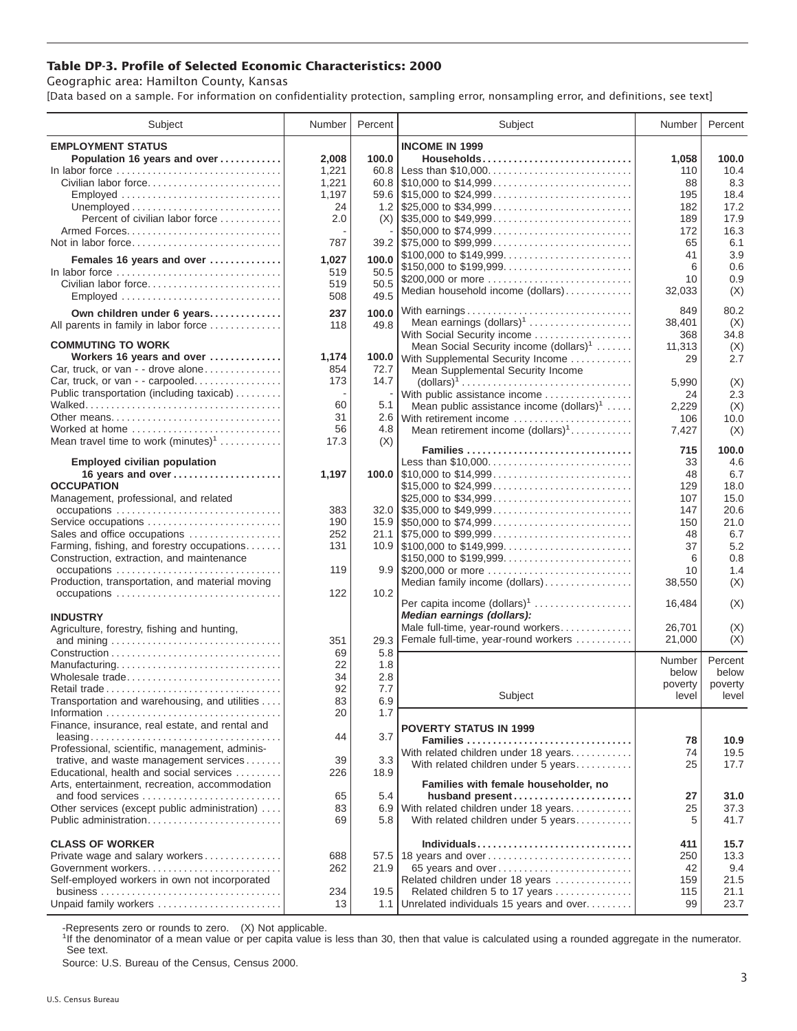# Table DP-3. Profile of Selected Economic Characteristics: 2000

Geographic area: Hamilton County, Kansas

[Data based on a sample. For information on confidentiality protection, sampling error, nonsampling error, and definitions, see text]

| Subject | Number | Percent |
|---|---|---|
| **EMPLOYMENT STATUS** | | |
| **Population 16 years and over** | **2,008** | **100.0** |
| In labor force | 1,221 | 60.8 |
| Civilian labor force | 1,221 | 60.8 |
| Employed | 1,197 | 59.6 |
| Unemployed | 24 | 1.2 |
| Percent of civilian labor force | 2.0 | (X) |
| Armed Forces | - | - |
| Not in labor force | 787 | 39.2 |
| **Females 16 years and over** | **1,027** | **100.0** |
| In labor force | 519 | 50.5 |
| Civilian labor force | 519 | 50.5 |
| Employed | 508 | 49.5 |
| **Own children under 6 years** | **237** | **100.0** |
| All parents in family in labor force | 118 | 49.8 |
| **COMMUTING TO WORK** | | |
| **Workers 16 years and over** | **1,174** | **100.0** |
| Car, truck, or van - - drove alone | 854 | 72.7 |
| Car, truck, or van - - carpooled | 173 | 14.7 |
| Public transportation (including taxicab) | - | - |
| Walked | 60 | 5.1 |
| Other means | 31 | 2.6 |
| Worked at home | 56 | 4.8 |
| Mean travel time to work (minutes)[1] | 17.3 | (X) |
| **Employed civilian population 16 years and over** | **1,197** | **100.0** |
| **OCCUPATION** | | |
| Management, professional, and related occupations | 383 | 32.0 |
| Service occupations | 190 | 15.9 |
| Sales and office occupations | 252 | 21.1 |
| Farming, fishing, and forestry occupations | 131 | 10.9 |
| Construction, extraction, and maintenance occupations | 119 | 9.9 |
| Production, transportation, and material moving occupations | 122 | 10.2 |
| **INDUSTRY** | | |
| Agriculture, forestry, fishing and hunting, and mining | 351 | 29.3 |
| Construction | 69 | 5.8 |
| Manufacturing | 22 | 1.8 |
| Wholesale trade | 34 | 2.8 |
| Retail trade | 92 | 7.7 |
| Transportation and warehousing, and utilities | 83 | 6.9 |
| Information | 20 | 1.7 |
| Finance, insurance, real estate, and rental and leasing | 44 | 3.7 |
| Professional, scientific, management, administrative, and waste management services | 39 | 3.3 |
| Educational, health and social services | 226 | 18.9 |
| Arts, entertainment, recreation, accommodation and food services | 65 | 5.4 |
| Other services (except public administration) | 83 | 6.9 |
| Public administration | 69 | 5.8 |
| **CLASS OF WORKER** | | |
| Private wage and salary workers | 688 | 57.5 |
| Government workers | 262 | 21.9 |
| Self-employed workers in own not incorporated business | 234 | 19.5 |
| Unpaid family workers | 13 | 1.1 |

| Subject | Number | Percent |
|---|---|---|
| **INCOME IN 1999** | | |
| **Households** | **1,058** | **100.0** |
| Less than $10,000 | 110 | 10.4 |
| $10,000 to $14,999 | 88 | 8.3 |
| $15,000 to $24,999 | 195 | 18.4 |
| $25,000 to $34,999 | 182 | 17.2 |
| $35,000 to $49,999 | 189 | 17.9 |
| $50,000 to $74,999 | 172 | 16.3 |
| $75,000 to $99,999 | 65 | 6.1 |
| $100,000 to $149,999 | 41 | 3.9 |
| $150,000 to $199,999 | 6 | 0.6 |
| $200,000 or more | 10 | 0.9 |
| Median household income (dollars) | 32,033 | (X) |
| With earnings | 849 | 80.2 |
| Mean earnings (dollars)[1] | 38,401 | (X) |
| With Social Security income | 368 | 34.8 |
| Mean Social Security income (dollars)[1] | 11,313 | (X) |
| With Supplemental Security Income | 29 | 2.7 |
| Mean Supplemental Security Income (dollars)[1] | 5,990 | (X) |
| With public assistance income | 24 | 2.3 |
| Mean public assistance income (dollars)[1] | 2,229 | (X) |
| With retirement income | 106 | 10.0 |
| Mean retirement income (dollars)[1] | 7,427 | (X) |
| **Families** | **715** | **100.0** |
| Less than $10,000 | 33 | 4.6 |
| $10,000 to $14,999 | 48 | 6.7 |
| $15,000 to $24,999 | 129 | 18.0 |
| $25,000 to $34,999 | 107 | 15.0 |
| $35,000 to $49,999 | 147 | 20.6 |
| $50,000 to $74,999 | 150 | 21.0 |
| $75,000 to $99,999 | 48 | 6.7 |
| $100,000 to $149,999 | 37 | 5.2 |
| $150,000 to $199,999 | 6 | 0.8 |
| $200,000 or more | 10 | 1.4 |
| Median family income (dollars) | 38,550 | (X) |
| Per capita income (dollars)[1] | 16,484 | (X) |
| ***Median earnings (dollars):*** | | |
| Male full-time, year-round workers | 26,701 | (X) |
| Female full-time, year-round workers | 21,000 | (X) |

| Subject | Number below poverty level | Percent below poverty level |
|---|---|---|
| **POVERTY STATUS IN 1999** | | |
| **Families** | **78** | **10.9** |
| With related children under 18 years | 74 | 19.5 |
| With related children under 5 years | 25 | 17.7 |
| **Families with female householder, no husband present** | **27** | **31.0** |
| With related children under 18 years | 25 | 37.3 |
| With related children under 5 years | 5 | 41.7 |
| **Individuals** | **411** | **15.7** |
| 18 years and over | 250 | 13.3 |
| 65 years and over | 42 | 9.4 |
| Related children under 18 years | 159 | 21.5 |
| Related children 5 to 17 years | 115 | 21.1 |
| Unrelated individuals 15 years and over | 99 | 23.7 |

-Represents zero or rounds to zero. (X) Not applicable.

[1]If the denominator of a mean value or per capita value is less than 30, then that value is calculated using a rounded aggregate in the numerator. See text.

Source: U.S. Bureau of the Census, Census 2000.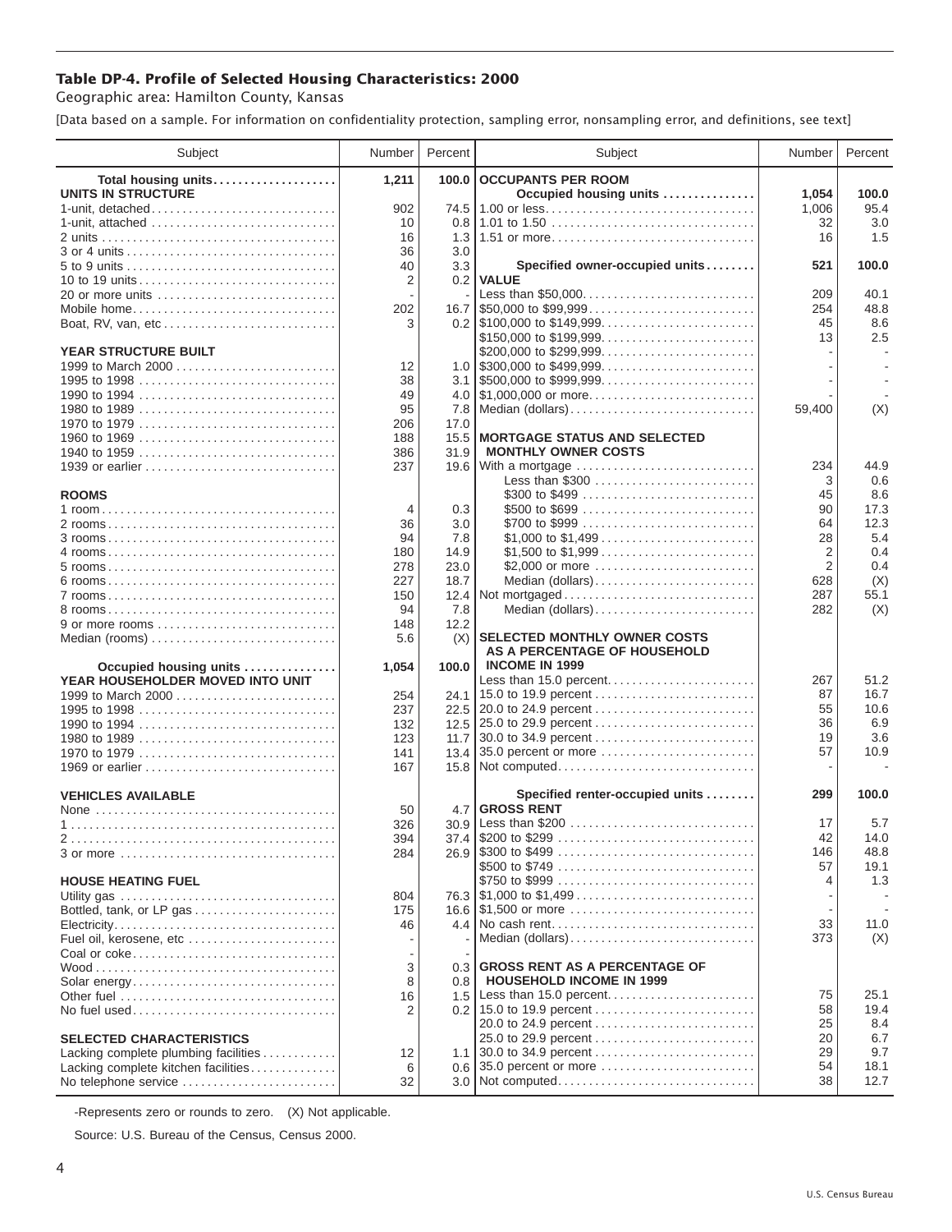# Table DP-4. Profile of Selected Housing Characteristics: 2000

Geographic area: Hamilton County, Kansas

[Data based on a sample. For information on confidentiality protection, sampling error, nonsampling error, and definitions, see text]

| Subject | Number | Percent | Subject | Number | Percent |
|---|---|---|---|---|---|
| **Total housing units** | **1,211** | **100.0** | **OCCUPANTS PER ROOM** | | |
| **UNITS IN STRUCTURE** | | | **Occupied housing units** | **1,054** | **100.0** |
| 1-unit, detached | 902 | 74.5 | 1.00 or less | 1,006 | 95.4 |
| 1-unit, attached | 10 | 0.8 | 1.01 to 1.50 | 32 | 3.0 |
| 2 units | 16 | 1.3 | 1.51 or more | 16 | 1.5 |
| 3 or 4 units | 36 | 3.0 | | | |
| 5 to 9 units | 40 | 3.3 | **Specified owner-occupied units** | **521** | **100.0** |
| 10 to 19 units | 2 | 0.2 | **VALUE** | | |
| 20 or more units | - | - | Less than $50,000 | 209 | 40.1 |
| Mobile home | 202 | 16.7 | $50,000 to $99,999 | 254 | 48.8 |
| Boat, RV, van, etc | 3 | 0.2 | $100,000 to $149,999 | 45 | 8.6 |
| | | | $150,000 to $199,999 | 13 | 2.5 |
| **YEAR STRUCTURE BUILT** | | | $200,000 to $299,999 | - | - |
| 1999 to March 2000 | 12 | 1.0 | $300,000 to $499,999 | - | - |
| 1995 to 1998 | 38 | 3.1 | $500,000 to $999,999 | - | - |
| 1990 to 1994 | 49 | 4.0 | $1,000,000 or more | - | - |
| 1980 to 1989 | 95 | 7.8 | Median (dollars) | 59,400 | (X) |
| 1970 to 1979 | 206 | 17.0 | | | |
| 1960 to 1969 | 188 | 15.5 | **MORTGAGE STATUS AND SELECTED MONTHLY OWNER COSTS** | | |
| 1940 to 1959 | 386 | 31.9 | | | |
| 1939 or earlier | 237 | 19.6 | With a mortgage | 234 | 44.9 |
| | | | Less than $300 | 3 | 0.6 |
| **ROOMS** | | | $300 to $499 | 45 | 8.6 |
| 1 room | 4 | 0.3 | $500 to $699 | 90 | 17.3 |
| 2 rooms | 36 | 3.0 | $700 to $999 | 64 | 12.3 |
| 3 rooms | 94 | 7.8 | $1,000 to $1,499 | 28 | 5.4 |
| 4 rooms | 180 | 14.9 | $1,500 to $1,999 | 2 | 0.4 |
| 5 rooms | 278 | 23.0 | $2,000 or more | 2 | 0.4 |
| 6 rooms | 227 | 18.7 | Median (dollars) | 628 | (X) |
| 7 rooms | 150 | 12.4 | Not mortgaged | 287 | 55.1 |
| 8 rooms | 94 | 7.8 | Median (dollars) | 282 | (X) |
| 9 or more rooms | 148 | 12.2 | | | |
| Median (rooms) | 5.6 | (X) | **SELECTED MONTHLY OWNER COSTS AS A PERCENTAGE OF HOUSEHOLD INCOME IN 1999** | | |
| **Occupied housing units** | **1,054** | **100.0** | | | |
| **YEAR HOUSEHOLDER MOVED INTO UNIT** | | | Less than 15.0 percent | 267 | 51.2 |
| 1999 to March 2000 | 254 | 24.1 | 15.0 to 19.9 percent | 87 | 16.7 |
| 1995 to 1998 | 237 | 22.5 | 20.0 to 24.9 percent | 55 | 10.6 |
| 1990 to 1994 | 132 | 12.5 | 25.0 to 29.9 percent | 36 | 6.9 |
| 1980 to 1989 | 123 | 11.7 | 30.0 to 34.9 percent | 19 | 3.6 |
| 1970 to 1979 | 141 | 13.4 | 35.0 percent or more | 57 | 10.9 |
| 1969 or earlier | 167 | 15.8 | Not computed | - | - |
| | | | | | |
| **VEHICLES AVAILABLE** | | | **Specified renter-occupied units** | **299** | **100.0** |
| None | 50 | 4.7 | **GROSS RENT** | | |
| 1 | 326 | 30.9 | Less than $200 | 17 | 5.7 |
| 2 | 394 | 37.4 | $200 to $299 | 42 | 14.0 |
| 3 or more | 284 | 26.9 | $300 to $499 | 146 | 48.8 |
| | | | $500 to $749 | 57 | 19.1 |
| **HOUSE HEATING FUEL** | | | $750 to $999 | 4 | 1.3 |
| Utility gas | 804 | 76.3 | $1,000 to $1,499 | - | - |
| Bottled, tank, or LP gas | 175 | 16.6 | $1,500 or more | - | - |
| Electricity | 46 | 4.4 | No cash rent | 33 | 11.0 |
| Fuel oil, kerosene, etc | - | - | Median (dollars) | 373 | (X) |
| Coal or coke | - | - | | | |
| Wood | 3 | 0.3 | **GROSS RENT AS A PERCENTAGE OF HOUSEHOLD INCOME IN 1999** | | |
| Solar energy | 8 | 0.8 | | | |
| Other fuel | 16 | 1.5 | Less than 15.0 percent | 75 | 25.1 |
| No fuel used | 2 | 0.2 | 15.0 to 19.9 percent | 58 | 19.4 |
| | | | 20.0 to 24.9 percent | 25 | 8.4 |
| **SELECTED CHARACTERISTICS** | | | 25.0 to 29.9 percent | 20 | 6.7 |
| Lacking complete plumbing facilities | 12 | 1.1 | 30.0 to 34.9 percent | 29 | 9.7 |
| Lacking complete kitchen facilities | 6 | 0.6 | 35.0 percent or more | 54 | 18.1 |
| No telephone service | 32 | 3.0 | Not computed | 38 | 12.7 |

-Represents zero or rounds to zero. (X) Not applicable.

Source: U.S. Bureau of the Census, Census 2000.